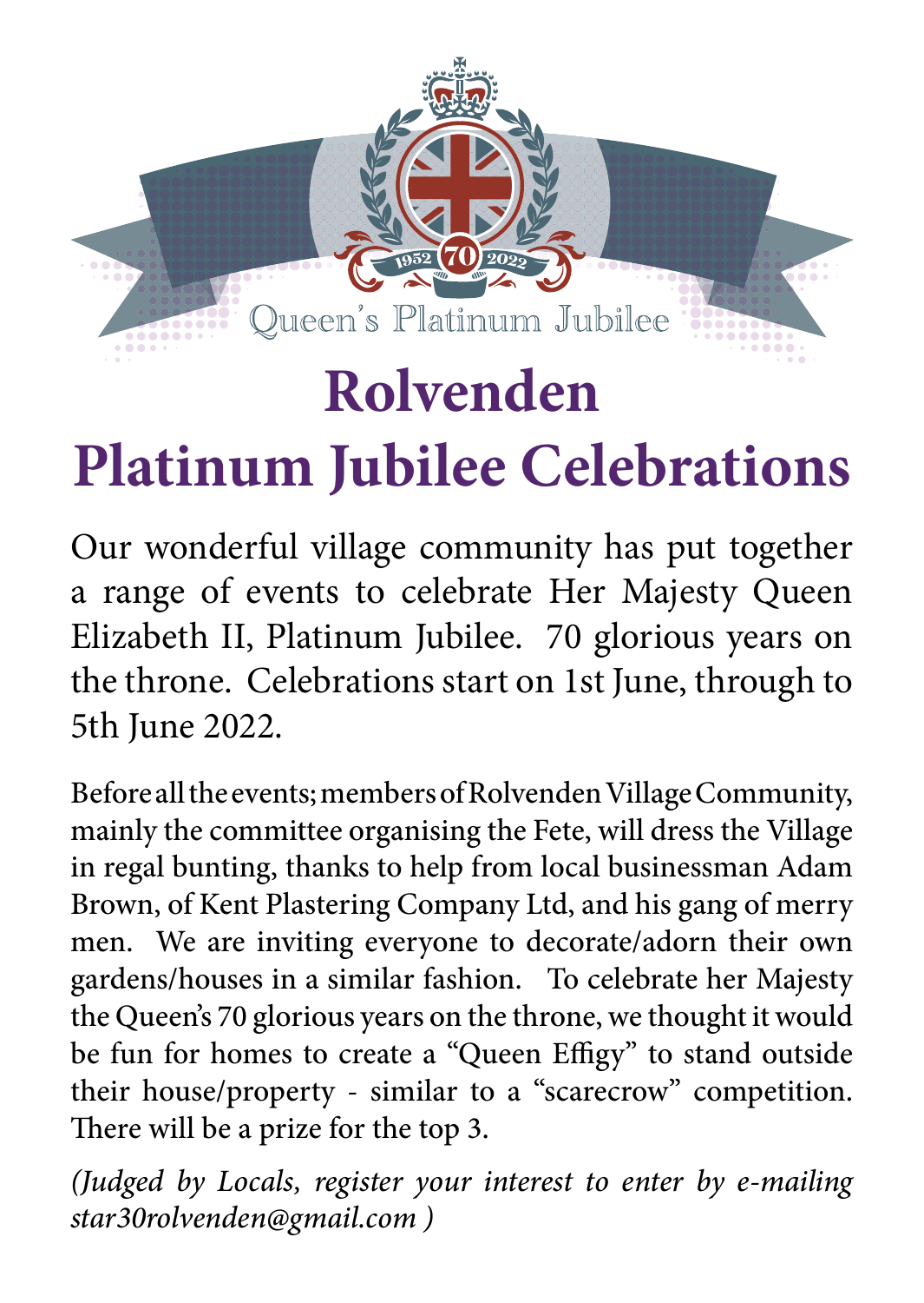Queen's Platinum Jubilee

# Rolvenden
# Platinum Jubilee Celebrations

Our wonderful village community has put together a range of events to celebrate Her Majesty Queen Elizabeth II, Platinum Jubilee. 70 glorious years on the throne. Celebrations start on 1st June, through to 5th June 2022.

Before all the events; members of Rolvenden Village Community, mainly the committee organising the Fete, will dress the Village in regal bunting, thanks to help from local businessman Adam Brown, of Kent Plastering Company Ltd, and his gang of merry men. We are inviting everyone to decorate/adorn their own gardens/houses in a similar fashion. To celebrate her Majesty the Queen's 70 glorious years on the throne, we thought it would be fun for homes to create a "Queen Effigy" to stand outside their house/property - similar to a "scarecrow" competition. There will be a prize for the top 3.

*(Judged by Locals, register your interest to enter by e-mailing star30rolvenden@gmail.com )*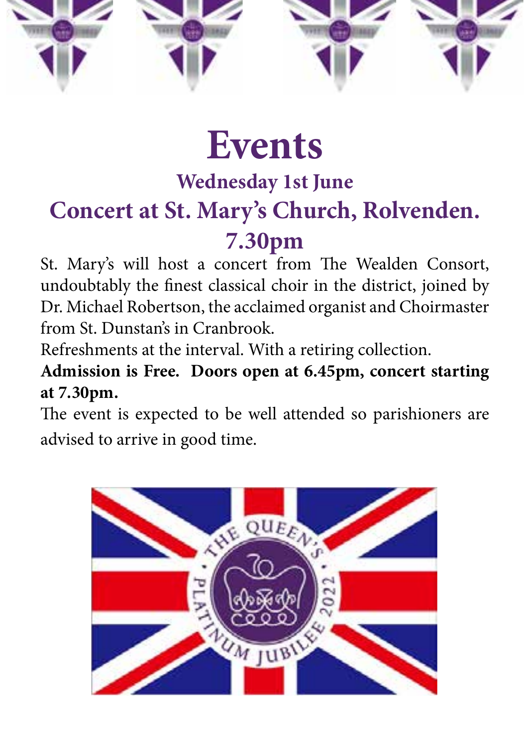# Events

## Wednesday 1st June

## Concert at St. Mary's Church, Rolvenden.

## 7.30pm

St. Mary's will host a concert from The Wealden Consort, undoubtably the finest classical choir in the district, joined by Dr. Michael Robertson, the acclaimed organist and Choirmaster from St. Dunstan's in Cranbrook.

Refreshments at the interval. With a retiring collection.

**Admission is Free. Doors open at 6.45pm, concert starting at 7.30pm.**

The event is expected to be well attended so parishioners are advised to arrive in good time.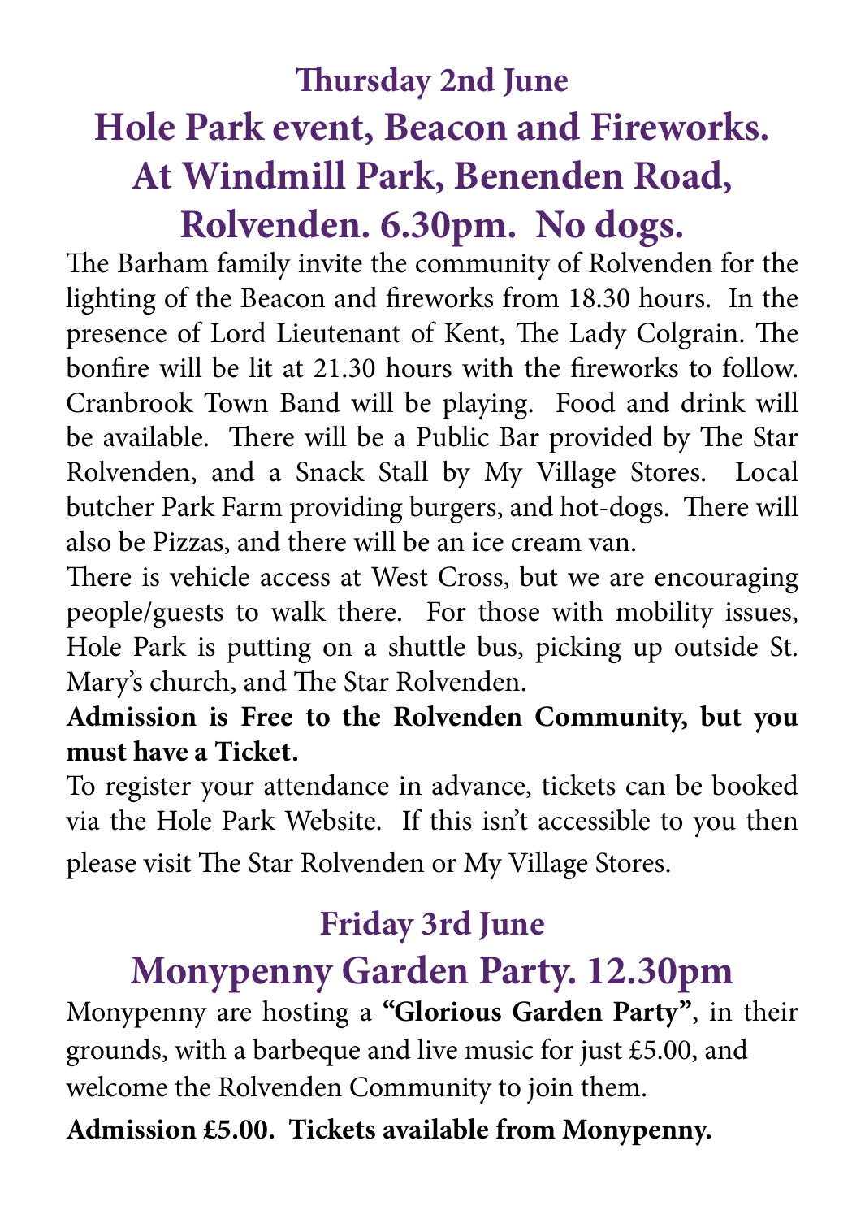## Thursday 2nd June

# Hole Park event, Beacon and Fireworks. At Windmill Park, Benenden Road, Rolvenden. 6.30pm. No dogs.

The Barham family invite the community of Rolvenden for the lighting of the Beacon and fireworks from 18.30 hours. In the presence of Lord Lieutenant of Kent, The Lady Colgrain. The bonfire will be lit at 21.30 hours with the fireworks to follow. Cranbrook Town Band will be playing. Food and drink will be available. There will be a Public Bar provided by The Star Rolvenden, and a Snack Stall by My Village Stores. Local butcher Park Farm providing burgers, and hot-dogs. There will also be Pizzas, and there will be an ice cream van.

There is vehicle access at West Cross, but we are encouraging people/guests to walk there. For those with mobility issues, Hole Park is putting on a shuttle bus, picking up outside St. Mary's church, and The Star Rolvenden.

**Admission is Free to the Rolvenden Community, but you must have a Ticket.**

To register your attendance in advance, tickets can be booked via the Hole Park Website. If this isn't accessible to you then please visit The Star Rolvenden or My Village Stores.

## Friday 3rd June

# Monypenny Garden Party. 12.30pm

Monypenny are hosting a **"Glorious Garden Party"**, in their grounds, with a barbeque and live music for just £5.00, and welcome the Rolvenden Community to join them.

**Admission £5.00. Tickets available from Monypenny.**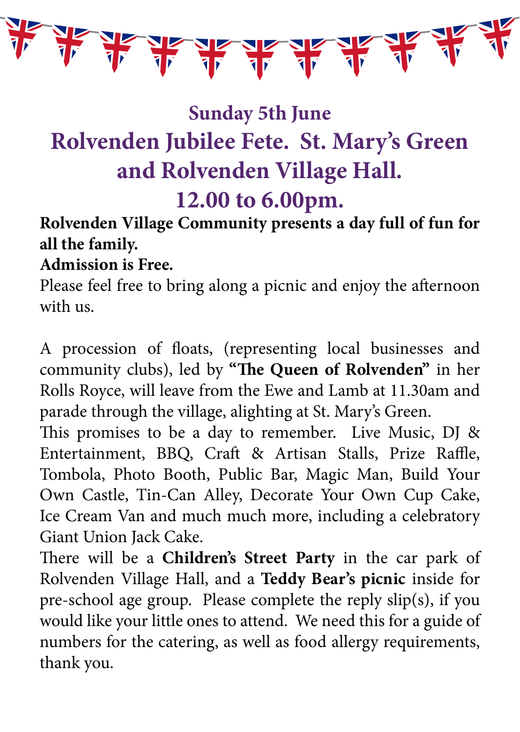## Sunday 5th June

## Rolvenden Jubilee Fete. St. Mary's Green and Rolvenden Village Hall. 12.00 to 6.00pm.

**Rolvenden Village Community presents a day full of fun for all the family.**

**Admission is Free.**

Please feel free to bring along a picnic and enjoy the afternoon with us.

A procession of floats, (representing local businesses and community clubs), led by **"The Queen of Rolvenden"** in her Rolls Royce, will leave from the Ewe and Lamb at 11.30am and parade through the village, alighting at St. Mary's Green.

This promises to be a day to remember. Live Music, DJ & Entertainment, BBQ, Craft & Artisan Stalls, Prize Raffle, Tombola, Photo Booth, Public Bar, Magic Man, Build Your Own Castle, Tin-Can Alley, Decorate Your Own Cup Cake, Ice Cream Van and much much more, including a celebratory Giant Union Jack Cake.

There will be a **Children's Street Party** in the car park of Rolvenden Village Hall, and a **Teddy Bear's picnic** inside for pre-school age group. Please complete the reply slip(s), if you would like your little ones to attend. We need this for a guide of numbers for the catering, as well as food allergy requirements, thank you.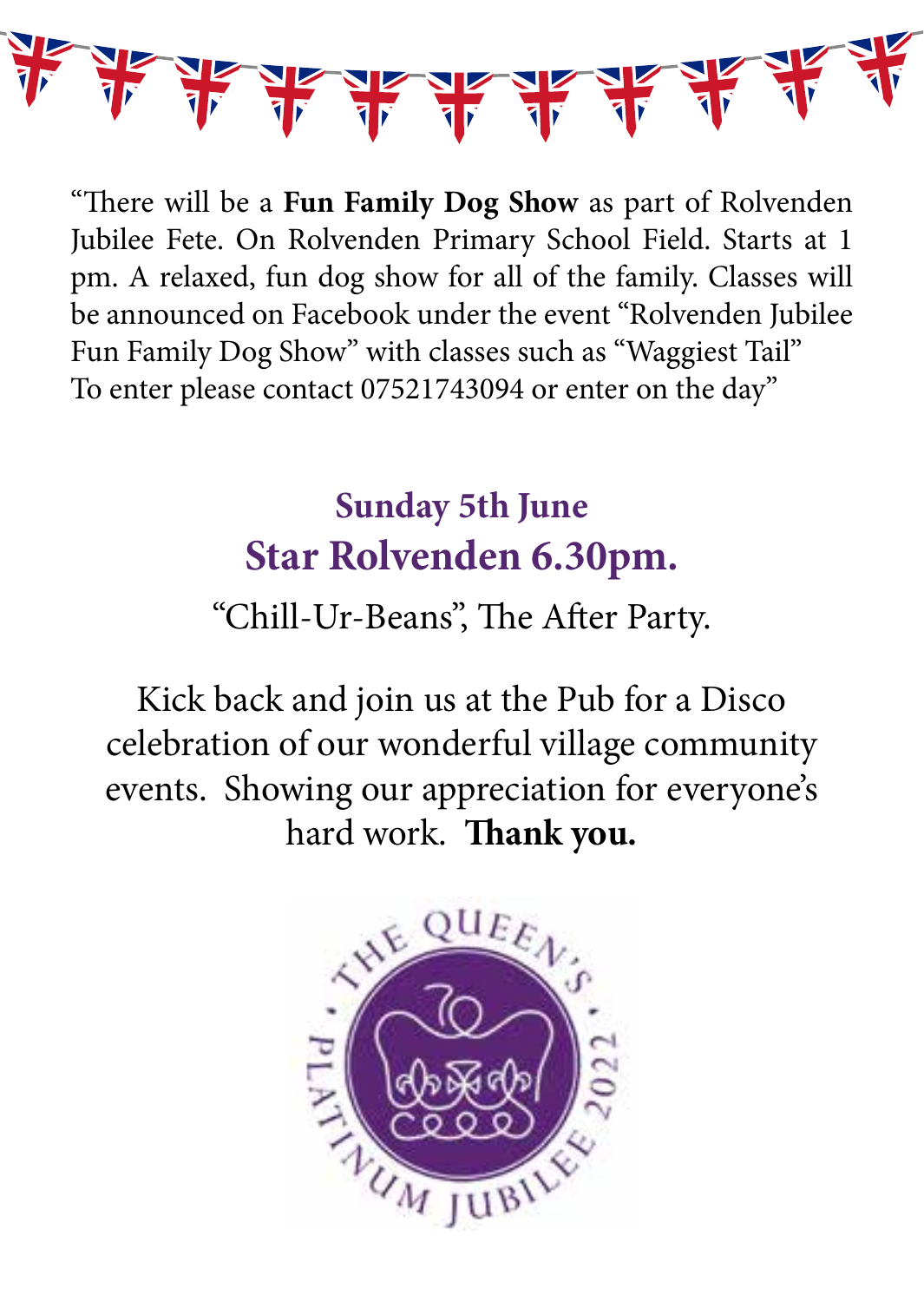"There will be a **Fun Family Dog Show** as part of Rolvenden Jubilee Fete. On Rolvenden Primary School Field. Starts at 1 pm. A relaxed, fun dog show for all of the family. Classes will be announced on Facebook under the event "Rolvenden Jubilee Fun Family Dog Show" with classes such as "Waggiest Tail" To enter please contact 07521743094 or enter on the day"

## Sunday 5th June

## Star Rolvenden 6.30pm.

"Chill-Ur-Beans", The After Party.

Kick back and join us at the Pub for a Disco celebration of our wonderful village community events. Showing our appreciation for everyone's hard work. **Thank you.**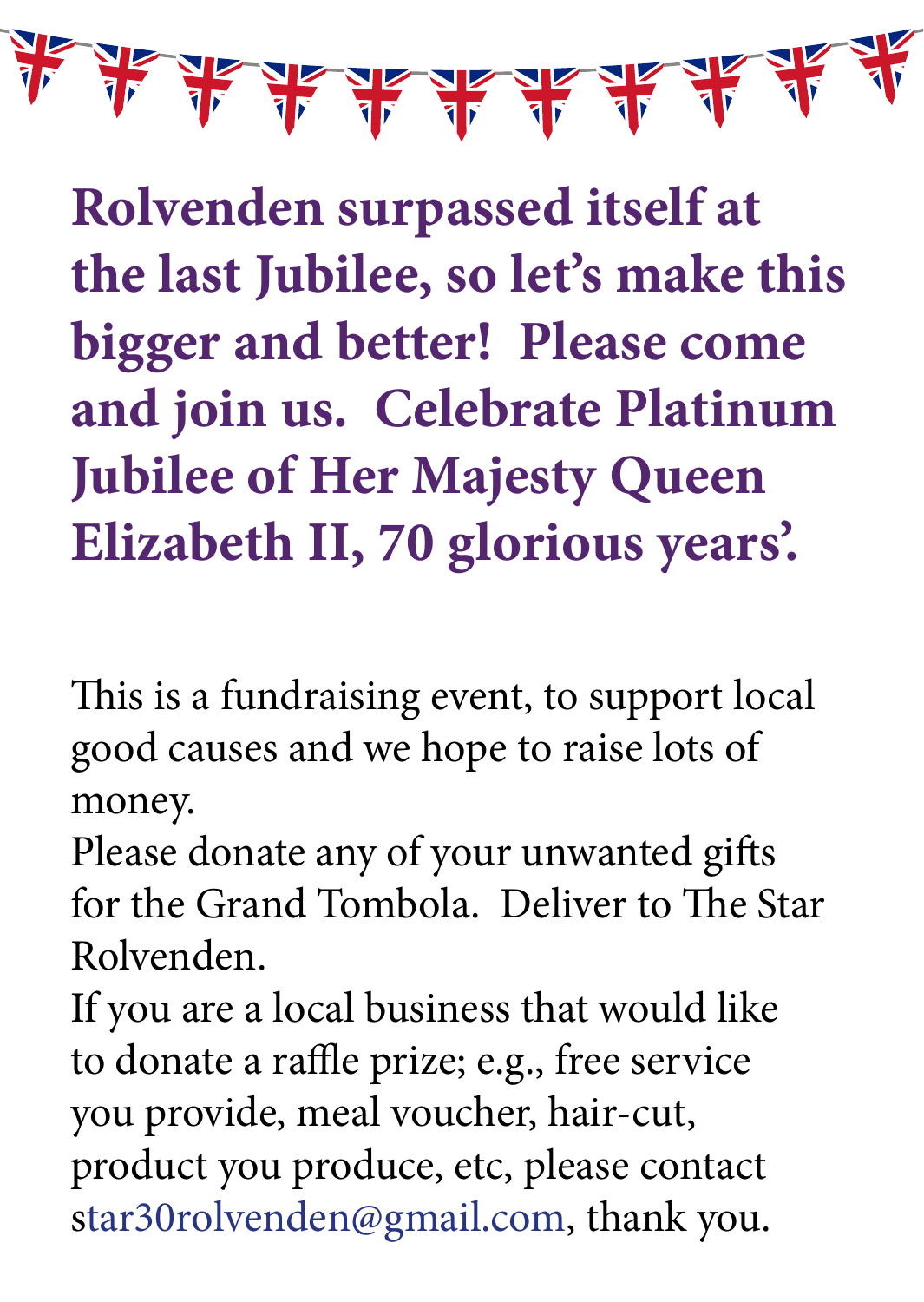**Rolvenden surpassed itself at the last Jubilee, so let's make this bigger and better! Please come and join us. Celebrate Platinum Jubilee of Her Majesty Queen Elizabeth II, 70 glorious years'.**

This is a fundraising event, to support local good causes and we hope to raise lots of money.

Please donate any of your unwanted gifts for the Grand Tombola. Deliver to The Star Rolvenden.

If you are a local business that would like to donate a raffle prize; e.g., free service you provide, meal voucher, hair-cut, product you produce, etc, please contact star30rolvenden@gmail.com, thank you.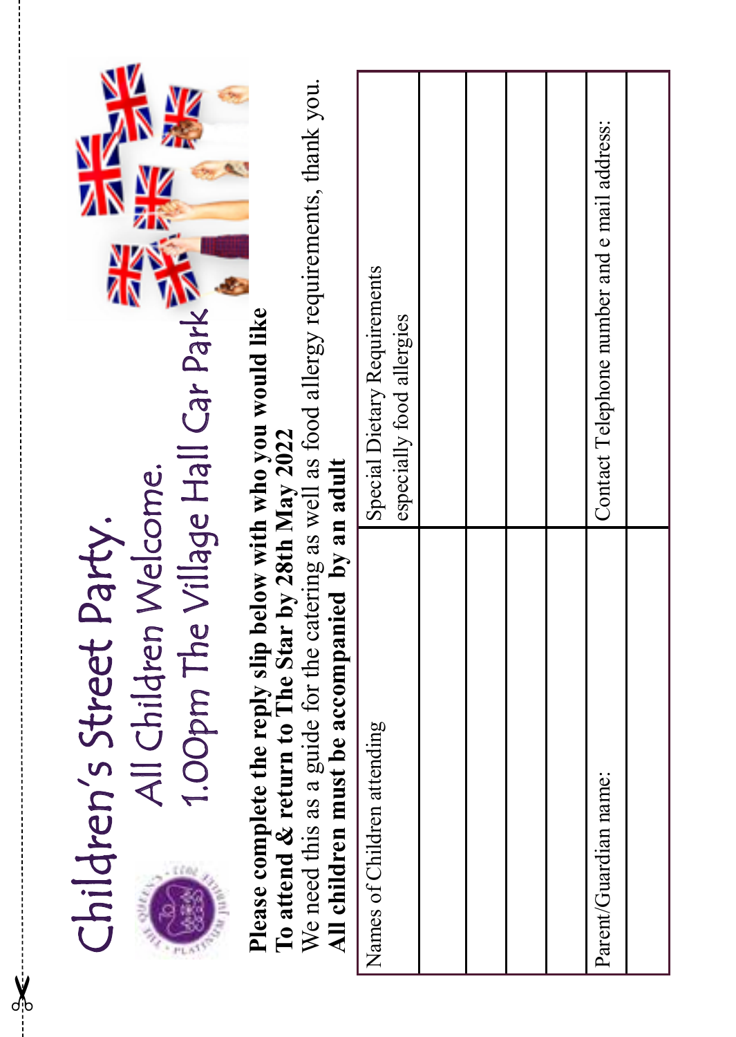# Children's Street Party.

## All Children Welcome.

## 1.00pm The Village Hall Car Park

**Please complete the reply slip below with who you would like To attend & return to The Star by 28th May 2022**

We need this as a guide for the catering as well as food allergy requirements, thank you.

**All children must be accompanied by an adult**

| Names of Children attending | Special Dietary Requirements especially food allergies |
|---|---|
| | |
| | |
| | |
| | |
| Parent/Guardian name: | Contact Telephone number and e mail address: |
| | |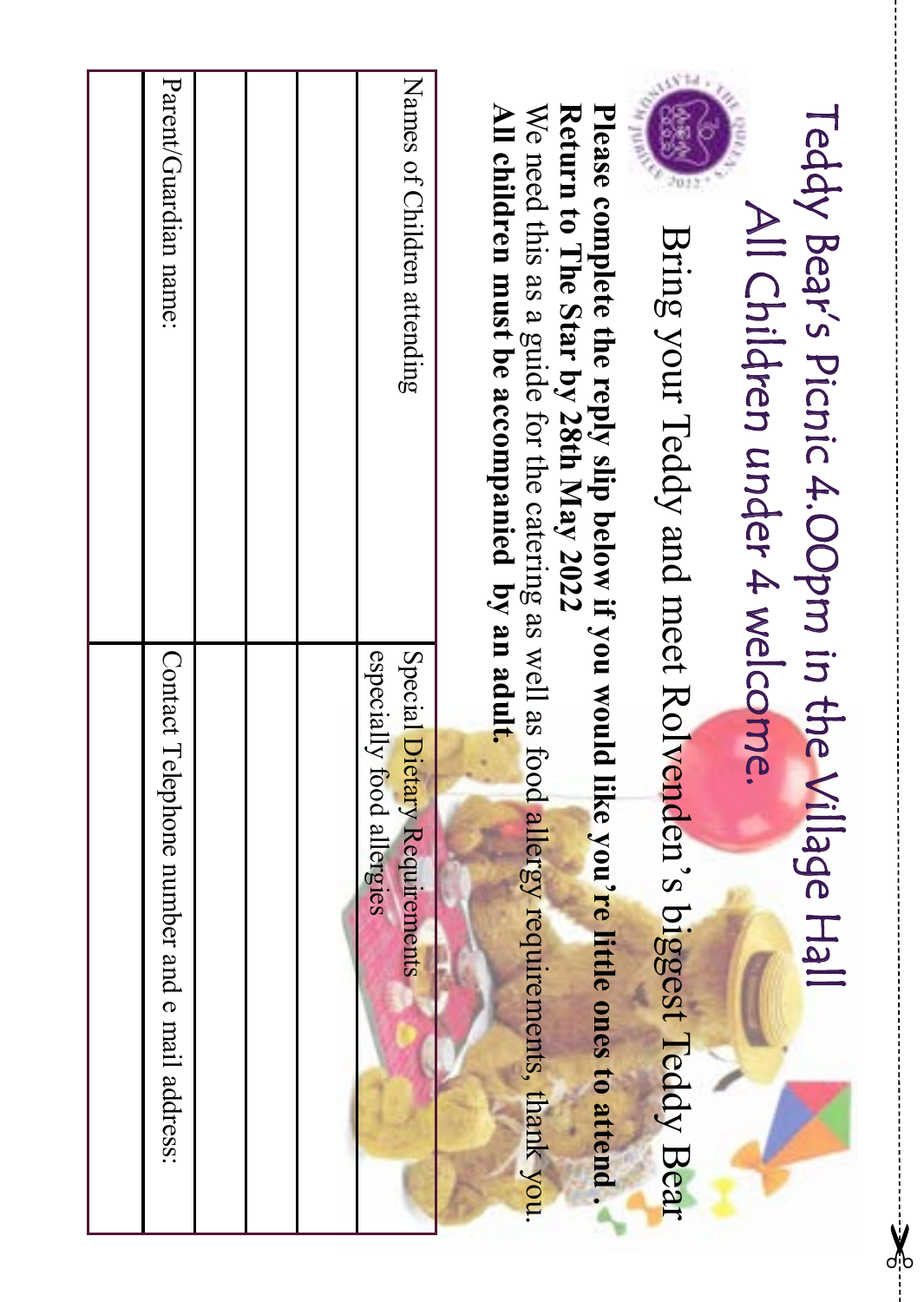# Teddy Bear's Picnic 4.00pm in the Village Hall

## All Children under 4 welcome.

Bring your Teddy and meet Rolvenden's biggest Teddy Bear

**Please complete the reply slip below if you would like you're little ones to attend.**
**Return to The Star by 28th May 2022**
We need this as a guide for the catering as well as food allergy requirements, thank you.
**All children must be accompanied by an adult.**

| Names of Children attending | Special Dietary Requirements especially food allergies |
|---|---|
| | |
| | |
| | |
| Parent/Guardian name: | Contact Telephone number and e mail address: |
| | |